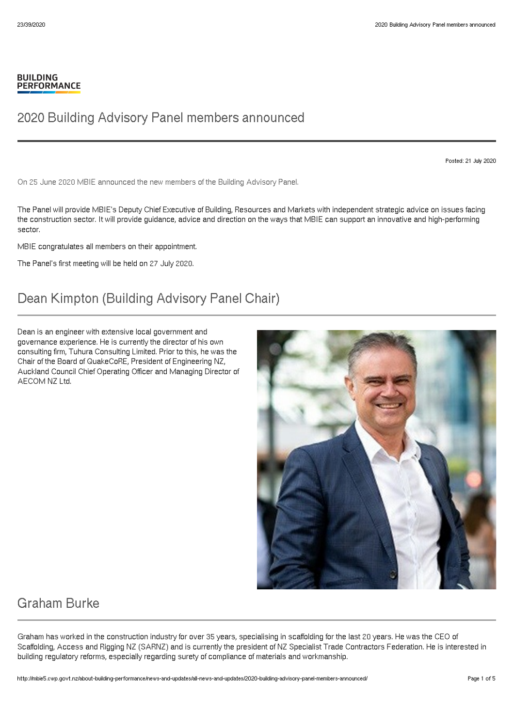BUILDING PERFORMANCE

# 2020 Building Advisory Panel members announced

Posted: 21 July 2020

On 25 June 2020 MBIE announced the new members of the Building Advisory Panel.

The Panel will provide MBIE's Deputy Chief Executive of Building, Resources and Markets with independent strategic advice on issues facing the construction sector. It will provide guidance, advice and direction on the ways that MBIE can support an innovative and high-performing sector.

MBIE congratulates all members on their appointment.

The Panel's first meeting will be held on 27 July 2020.

## Dean Kimpton (Building Advisory Panel Chair)

Dean is an engineer with extensive local government and governance experience. He is currently the director of his own consulting firm, Tuhura Consulting Limited. Prior to this, he was the Chair of the Board of QuakeCoRE, President of Engineering NZ, Auckland Council Chief Operating Officer and Managing Director of AECOM NZ Ltd.

## Graham Burke

Graham has worked in the construction industry for over 35 years, specialising in scaffolding for the last 20 years. He was the CEO of Scaffolding, Access and Rigging NZ (SARNZ) and is currently the president of NZ Specialist Trade Contractors Federation. He is interested in building regulatory reforms, especially regarding surety of compliance of materials and workmanship.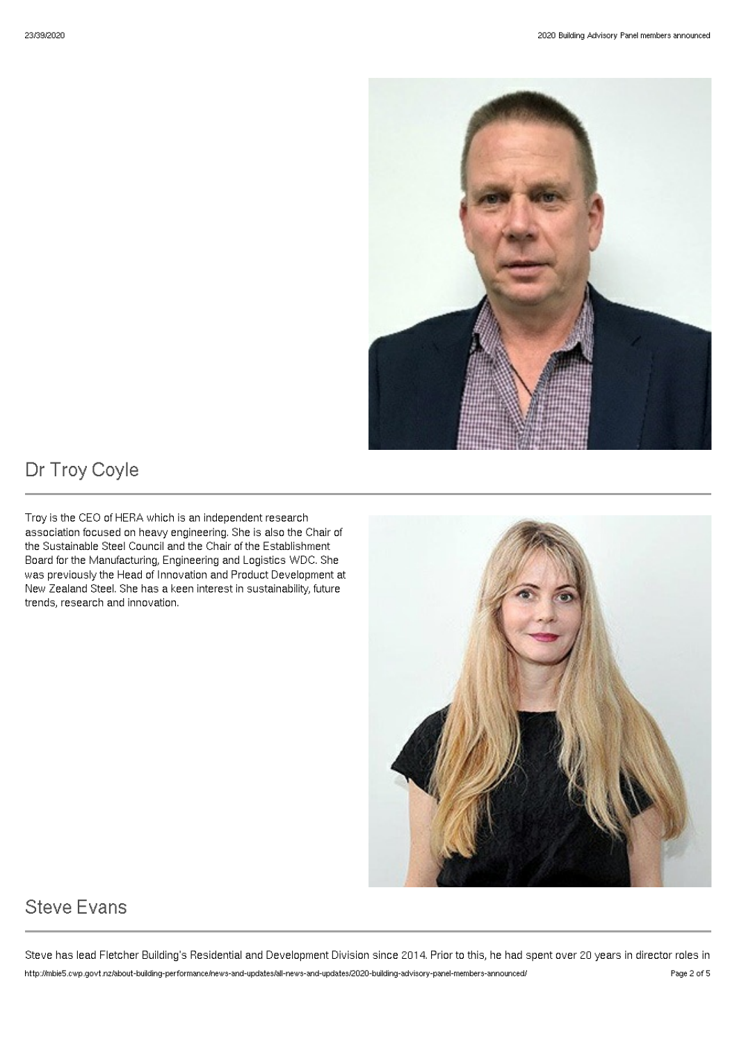## Dr Troy Coyle

Troy is the CEO of HERA which is an independent research association focused on heavy engineering. She is also the Chair of the Sustainable Steel Council and the Chair of the Establishment Board for the Manufacturing, Engineering and Logistics WDC. She was previously the Head of Innovation and Product Development at New Zealand Steel. She has a keen interest in sustainability, future trends, research and innovation.

## Steve Evans

Steve has lead Fletcher Building's Residential and Development Division since 2014. Prior to this, he had spent over 20 years in director roles in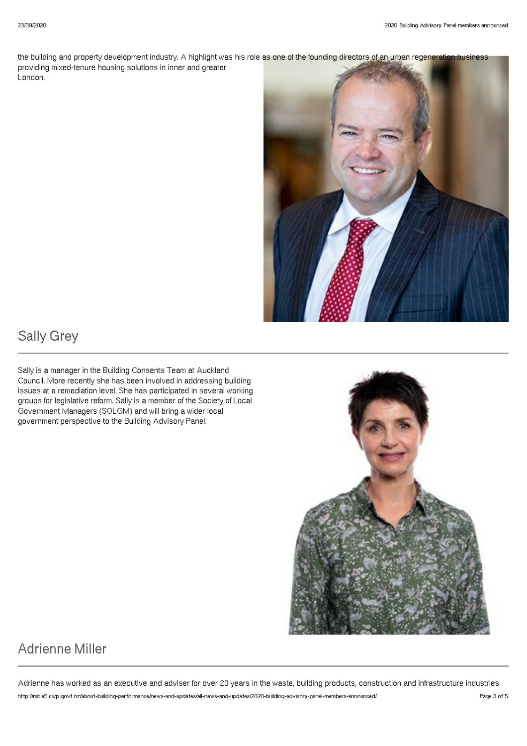the building and property development industry. A highlight was his role as one of the founding directors of an urban regeneration business providing mixed-tenure housing solutions in inner and greater London.

## Sally Grey

Sally is a manager in the Building Consents Team at Auckland Council. More recently she has been involved in addressing building issues at a remediation level. She has participated in several working groups for legislative reform. Sally is a member of the Society of Local Government Managers (SOLGM) and will bring a wider local government perspective to the Building Advisory Panel.

## Adrienne Miller

Adrienne has worked as an executive and adviser for over 20 years in the waste, building products, construction and infrastructure industries.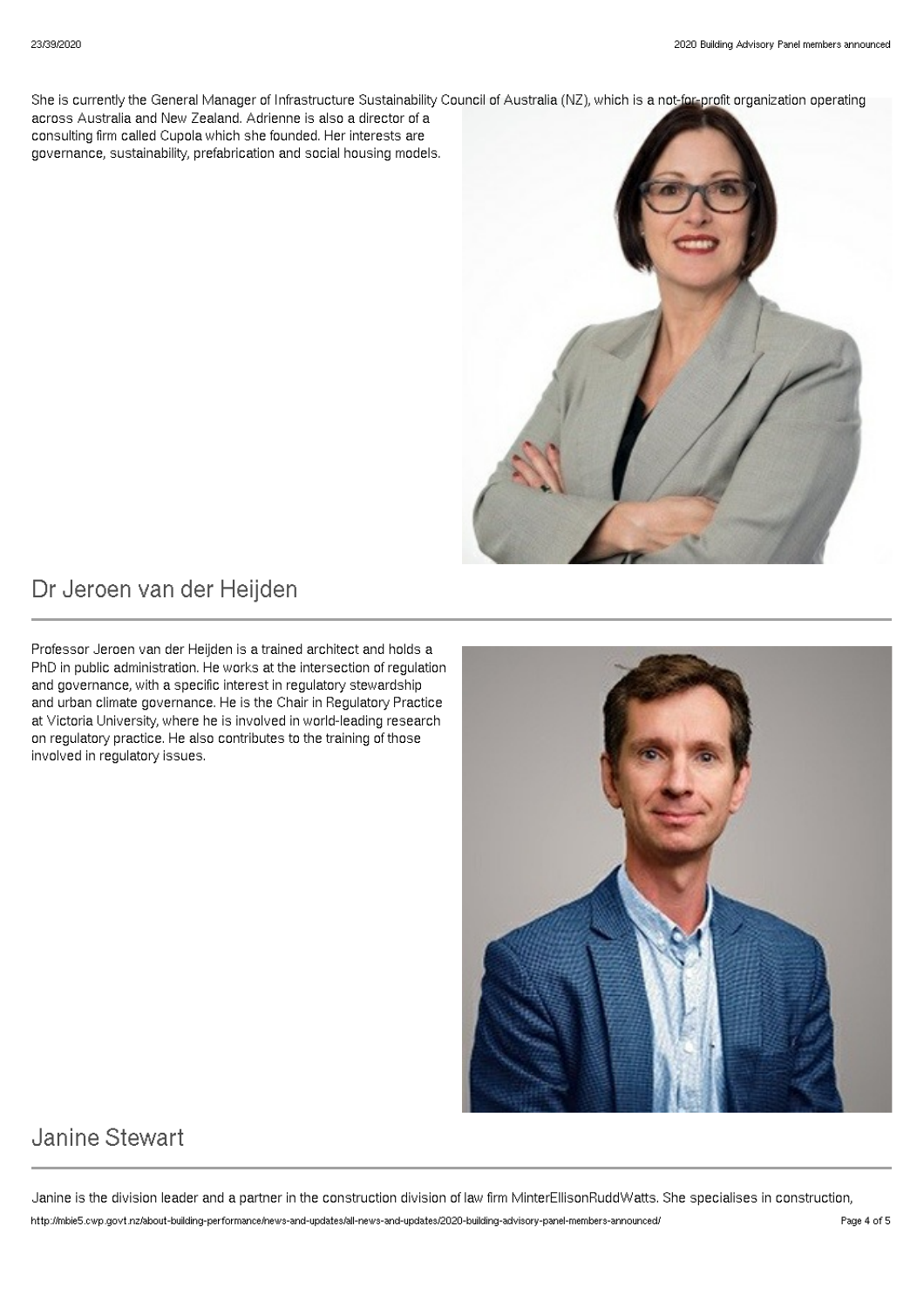She is currently the General Manager of Infrastructure Sustainability Council of Australia (NZ), which is a not-for-profit organization operating across Australia and New Zealand. Adrienne is also a director of a consulting firm called Cupola which she founded. Her interests are governance, sustainability, prefabrication and social housing models.

## Dr Jeroen van der Heijden

Professor Jeroen van der Heijden is a trained architect and holds a PhD in public administration. He works at the intersection of regulation and governance, with a specific interest in regulatory stewardship and urban climate governance. He is the Chair in Regulatory Practice at Victoria University, where he is involved in world-leading research on regulatory practice. He also contributes to the training of those involved in regulatory issues.

## Janine Stewart

Janine is the division leader and a partner in the construction division of law firm MinterEllisonRuddWatts. She specialises in construction,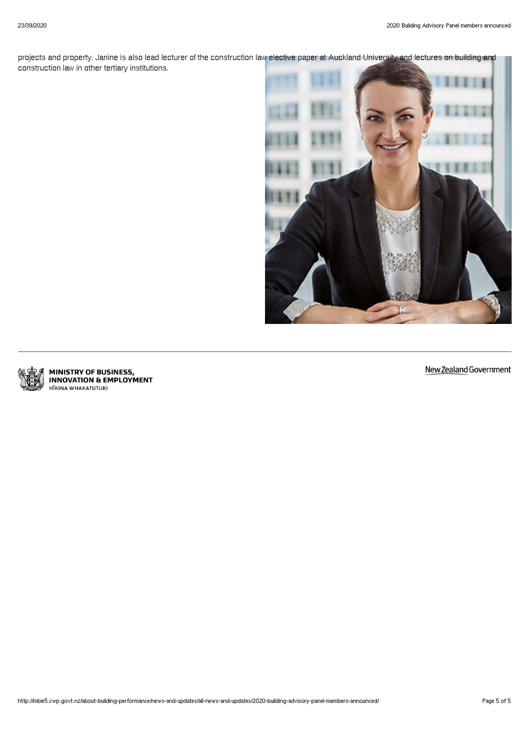projects and property. Janine is also lead lecturer of the construction law elective paper at Auckland University and lectures on building and construction law in other tertiary institutions.